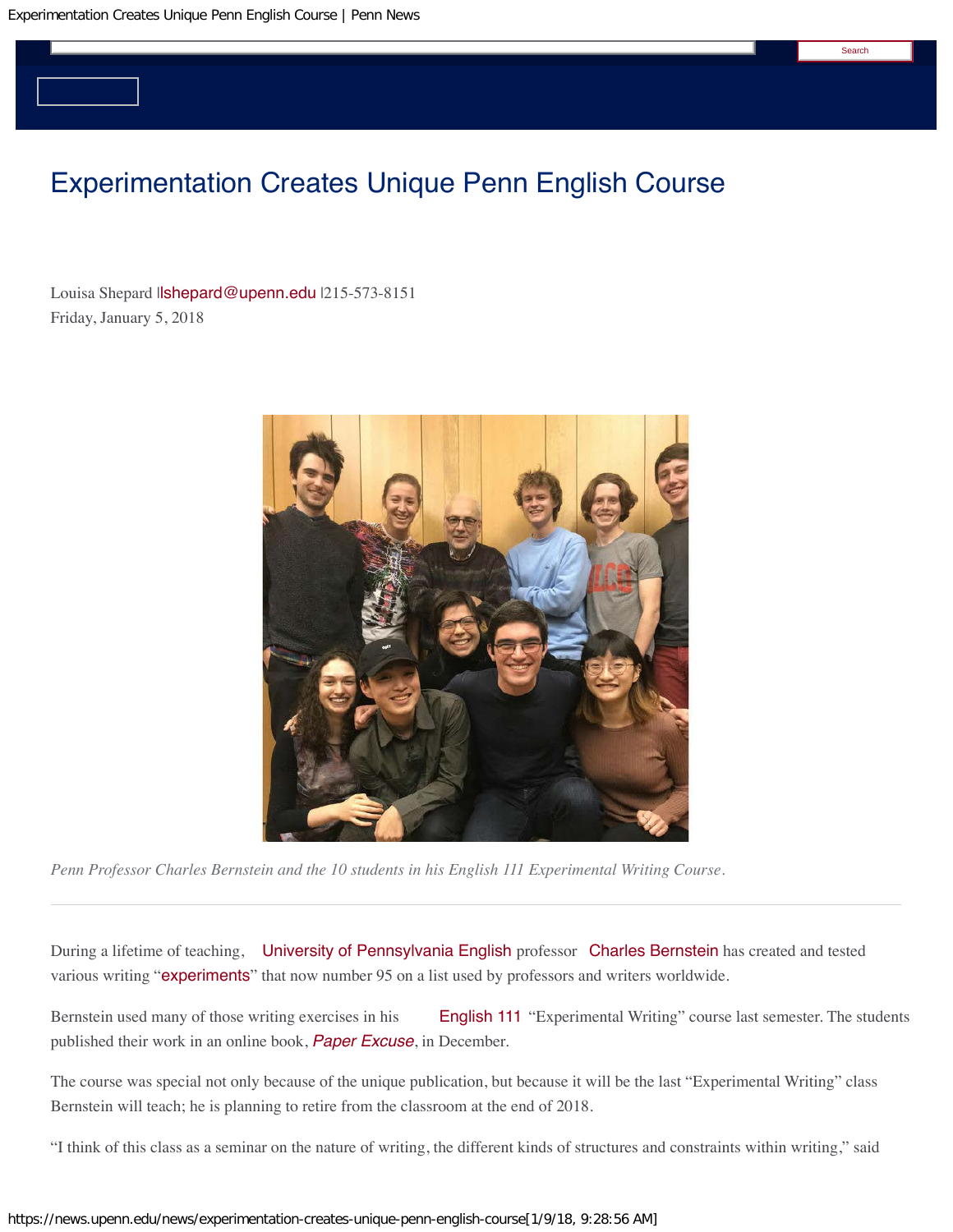# Experimentation Creates Unique Penn English Course

Louisa Shepard |lshepard@upenn.edu |215-573-8151
Friday, January 5, 2018

*Penn Professor Charles Bernstein and the 10 students in his English 111 Experimental Writing Course.*

---

During a lifetime of teaching, University of Pennsylvania English professor Charles Bernstein has created and tested various writing "experiments" that now number 95 on a list used by professors and writers worldwide.

Bernstein used many of those writing exercises in his English 111 "Experimental Writing" course last semester. The students published their work in an online book, *Paper Excuse*, in December.

The course was special not only because of the unique publication, but because it will be the last "Experimental Writing" class Bernstein will teach; he is planning to retire from the classroom at the end of 2018.

"I think of this class as a seminar on the nature of writing, the different kinds of structures and constraints within writing," said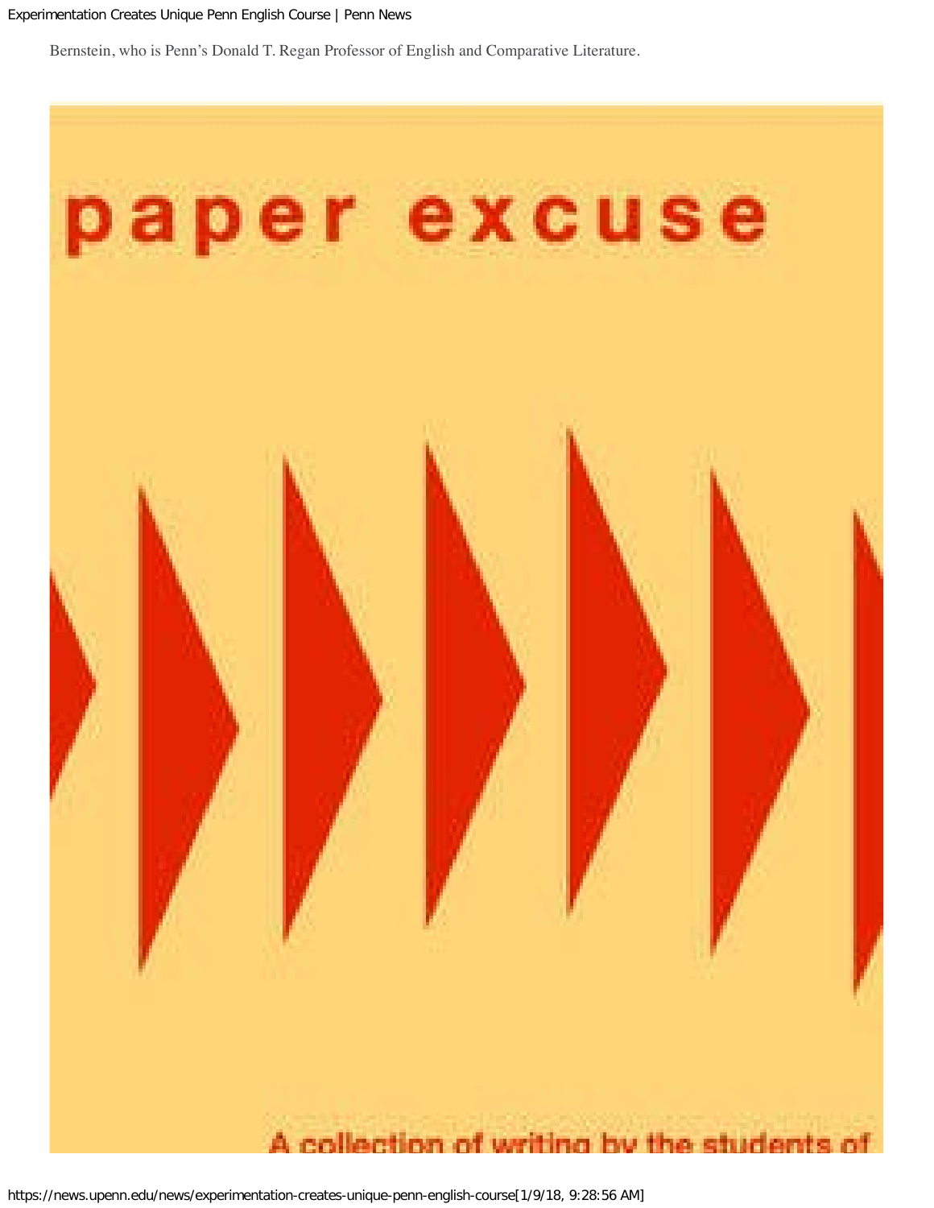Bernstein, who is Penn's Donald T. Regan Professor of English and Comparative Literature.

paper excuse

A collection of writing by the students of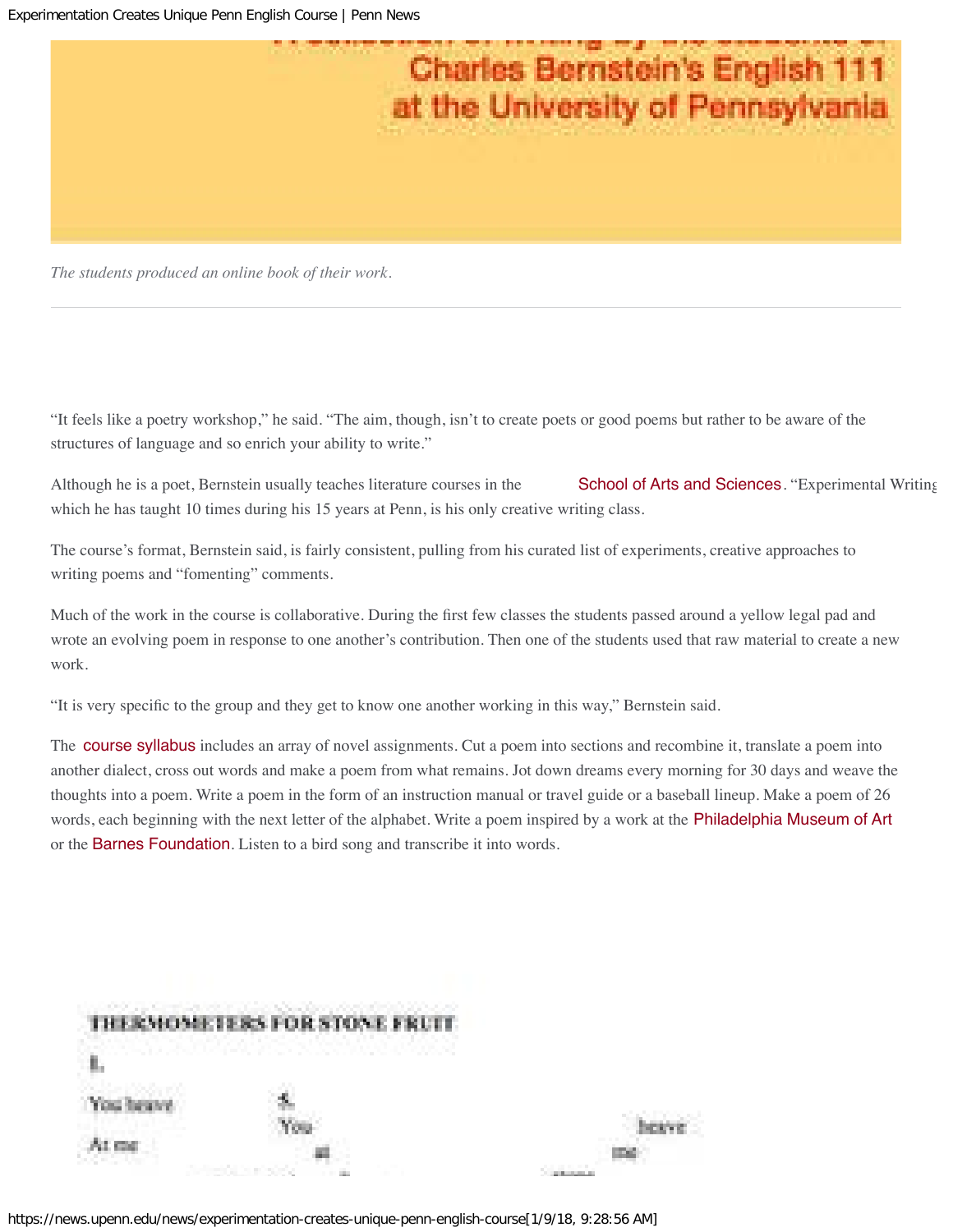*The students produced an online book of their work.*

---

"It feels like a poetry workshop," he said. "The aim, though, isn't to create poets or good poems but rather to be aware of the structures of language and so enrich your ability to write."

Although he is a poet, Bernstein usually teaches literature courses in the School of Arts and Sciences. "Experimental Writing which he has taught 10 times during his 15 years at Penn, is his only creative writing class.

The course's format, Bernstein said, is fairly consistent, pulling from his curated list of experiments, creative approaches to writing poems and "fomenting" comments.

Much of the work in the course is collaborative. During the first few classes the students passed around a yellow legal pad and wrote an evolving poem in response to one another's contribution. Then one of the students used that raw material to create a new work.

"It is very specific to the group and they get to know one another working in this way," Bernstein said.

The course syllabus includes an array of novel assignments. Cut a poem into sections and recombine it, translate a poem into another dialect, cross out words and make a poem from what remains. Jot down dreams every morning for 30 days and weave the thoughts into a poem. Write a poem in the form of an instruction manual or travel guide or a baseball lineup. Make a poem of 26 words, each beginning with the next letter of the alphabet. Write a poem inspired by a work at the Philadelphia Museum of Art or the Barnes Foundation. Listen to a bird song and transcribe it into words.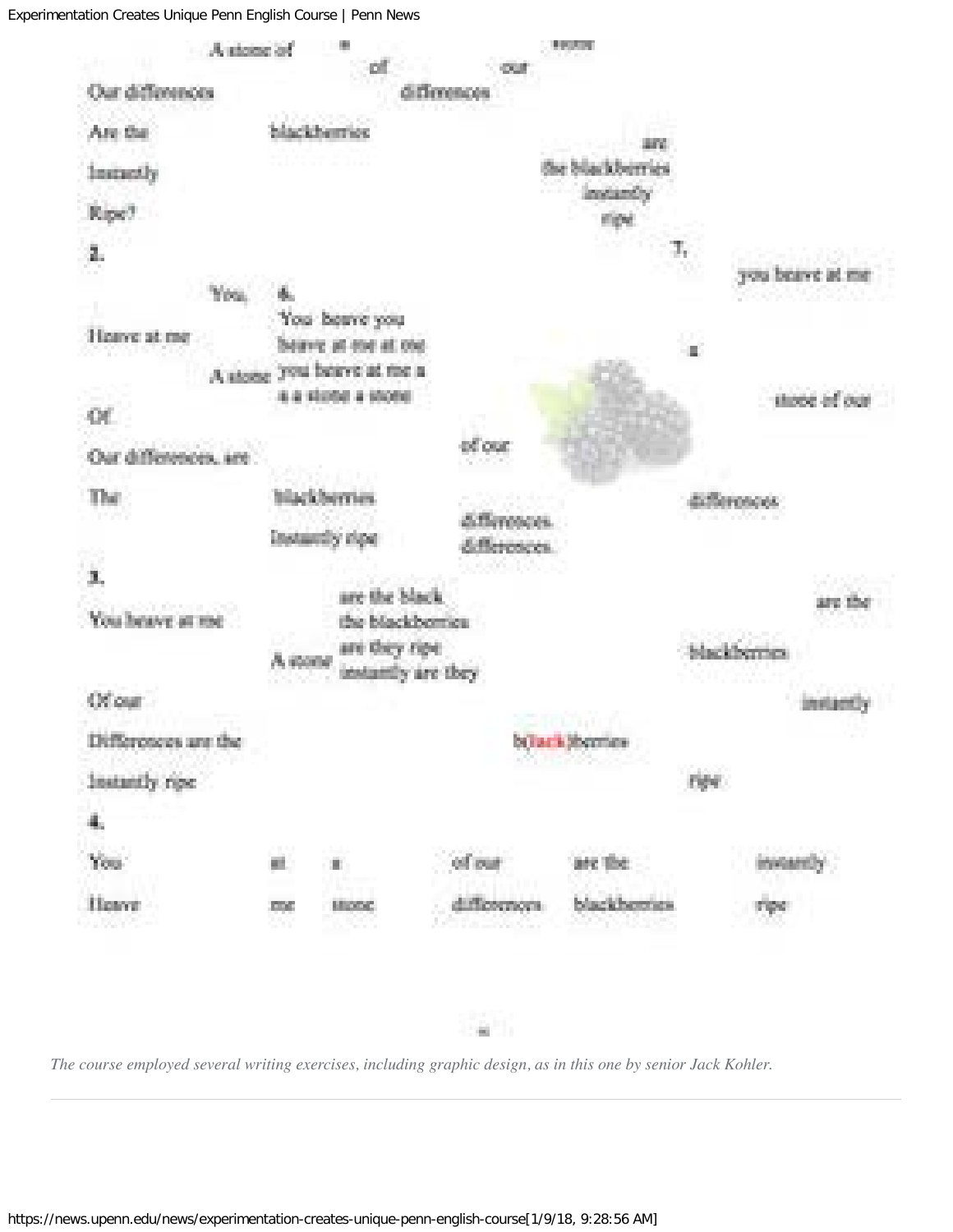*The course employed several writing exercises, including graphic design, as in this one by senior Jack Kohler.*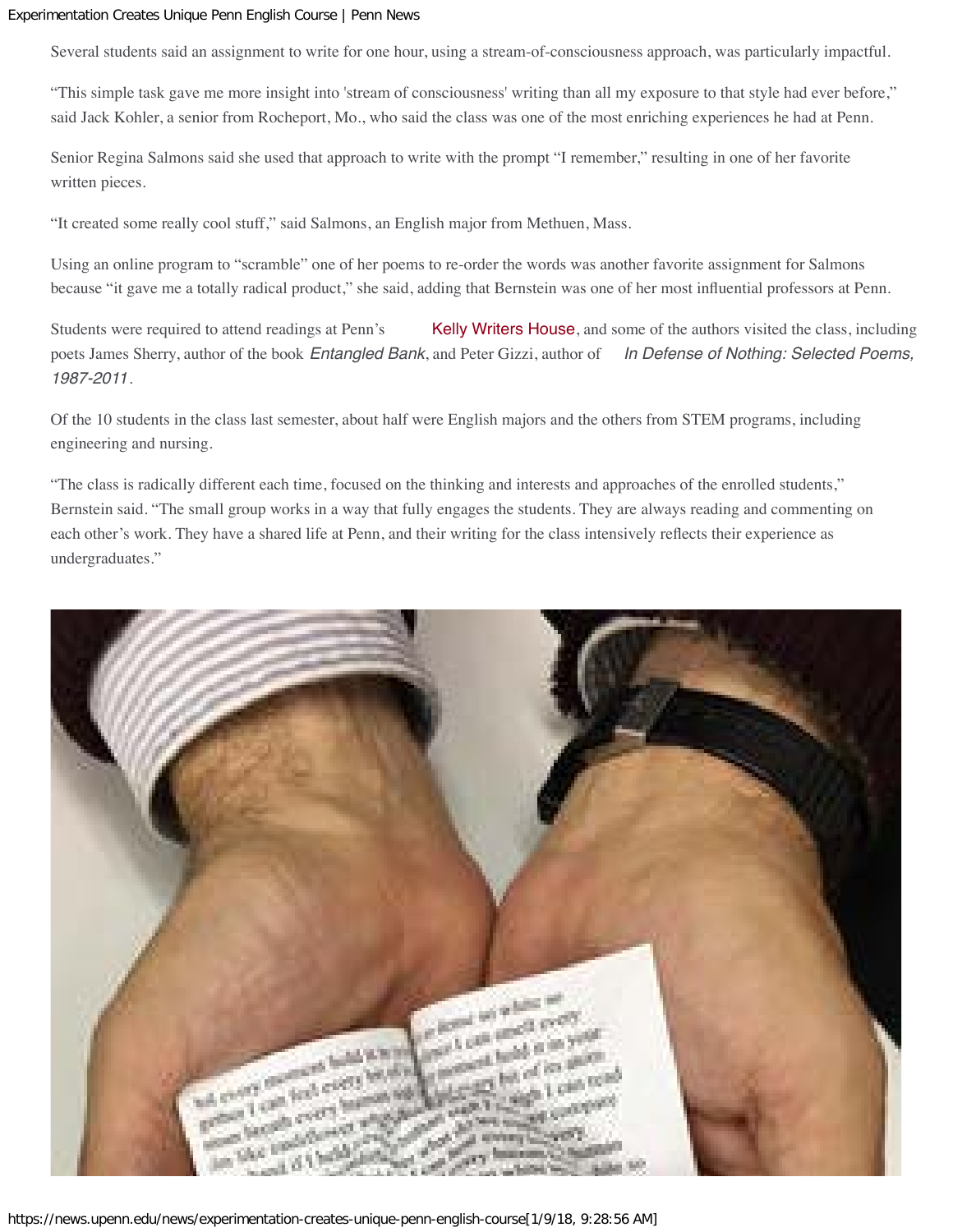Several students said an assignment to write for one hour, using a stream-of-consciousness approach, was particularly impactful.

"This simple task gave me more insight into 'stream of consciousness' writing than all my exposure to that style had ever before," said Jack Kohler, a senior from Rocheport, Mo., who said the class was one of the most enriching experiences he had at Penn.

Senior Regina Salmons said she used that approach to write with the prompt "I remember," resulting in one of her favorite written pieces.

"It created some really cool stuff," said Salmons, an English major from Methuen, Mass.

Using an online program to "scramble" one of her poems to re-order the words was another favorite assignment for Salmons because "it gave me a totally radical product," she said, adding that Bernstein was one of her most influential professors at Penn.

Students were required to attend readings at Penn's Kelly Writers House, and some of the authors visited the class, including poets James Sherry, author of the book *Entangled Bank*, and Peter Gizzi, author of *In Defense of Nothing: Selected Poems, 1987-2011*.

Of the 10 students in the class last semester, about half were English majors and the others from STEM programs, including engineering and nursing.

"The class is radically different each time, focused on the thinking and interests and approaches of the enrolled students," Bernstein said. "The small group works in a way that fully engages the students. They are always reading and commenting on each other's work. They have a shared life at Penn, and their writing for the class intensively reflects their experience as undergraduates."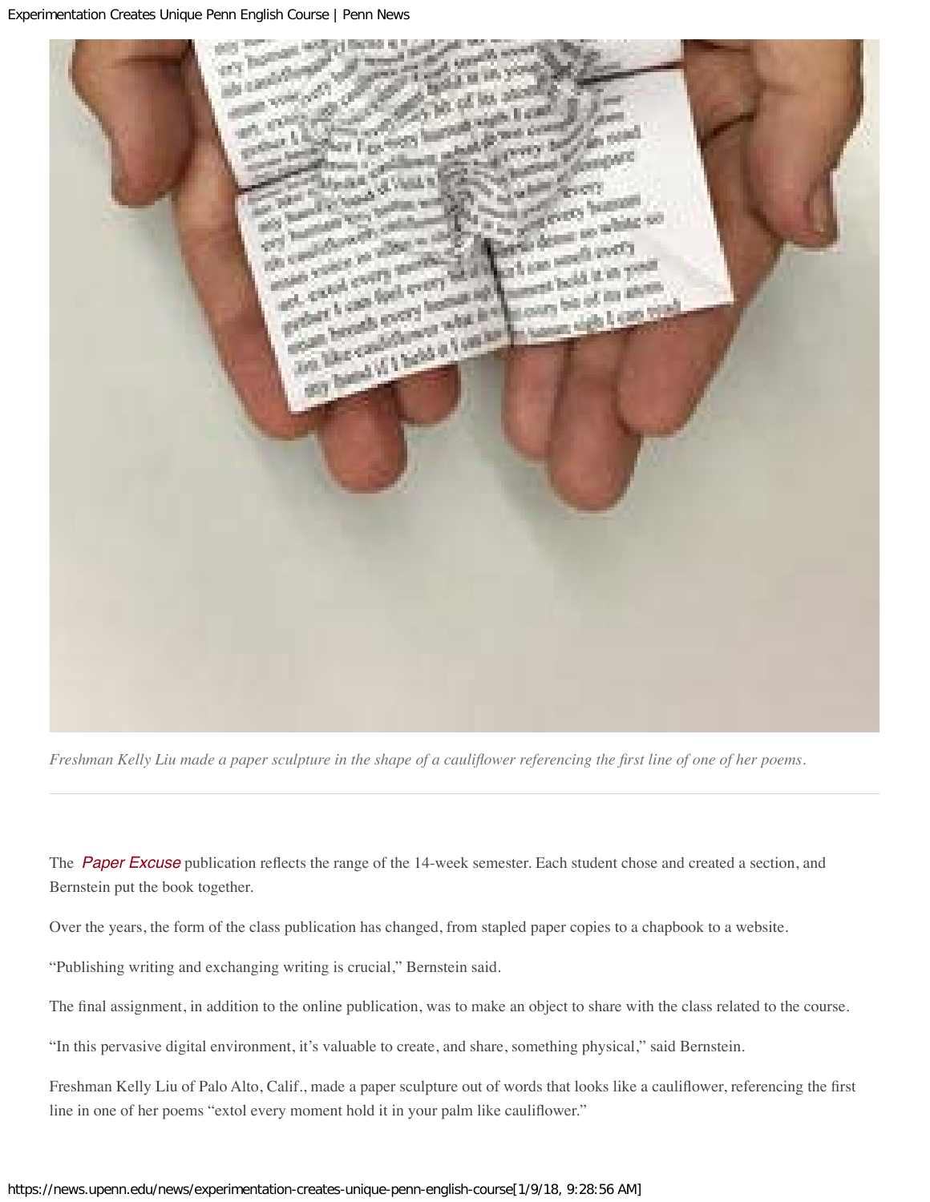*Freshman Kelly Liu made a paper sculpture in the shape of a cauliflower referencing the first line of one of her poems.*

---

The *Paper Excuse* publication reflects the range of the 14-week semester. Each student chose and created a section, and Bernstein put the book together.

Over the years, the form of the class publication has changed, from stapled paper copies to a chapbook to a website.

"Publishing writing and exchanging writing is crucial," Bernstein said.

The final assignment, in addition to the online publication, was to make an object to share with the class related to the course.

"In this pervasive digital environment, it's valuable to create, and share, something physical," said Bernstein.

Freshman Kelly Liu of Palo Alto, Calif., made a paper sculpture out of words that looks like a cauliflower, referencing the first line in one of her poems "extol every moment hold it in your palm like cauliflower."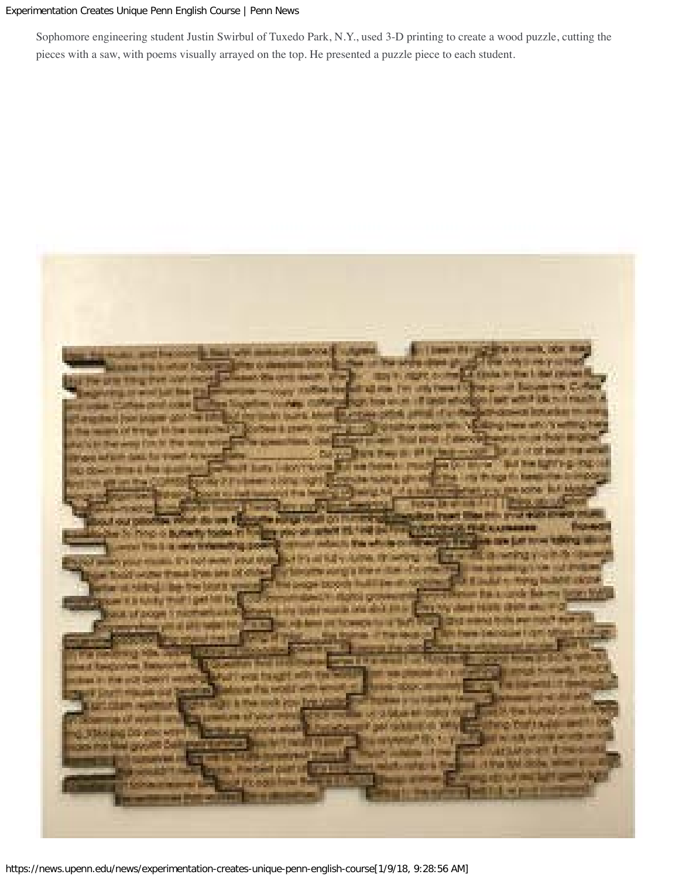Sophomore engineering student Justin Swirbul of Tuxedo Park, N.Y., used 3-D printing to create a wood puzzle, cutting the pieces with a saw, with poems visually arrayed on the top. He presented a puzzle piece to each student.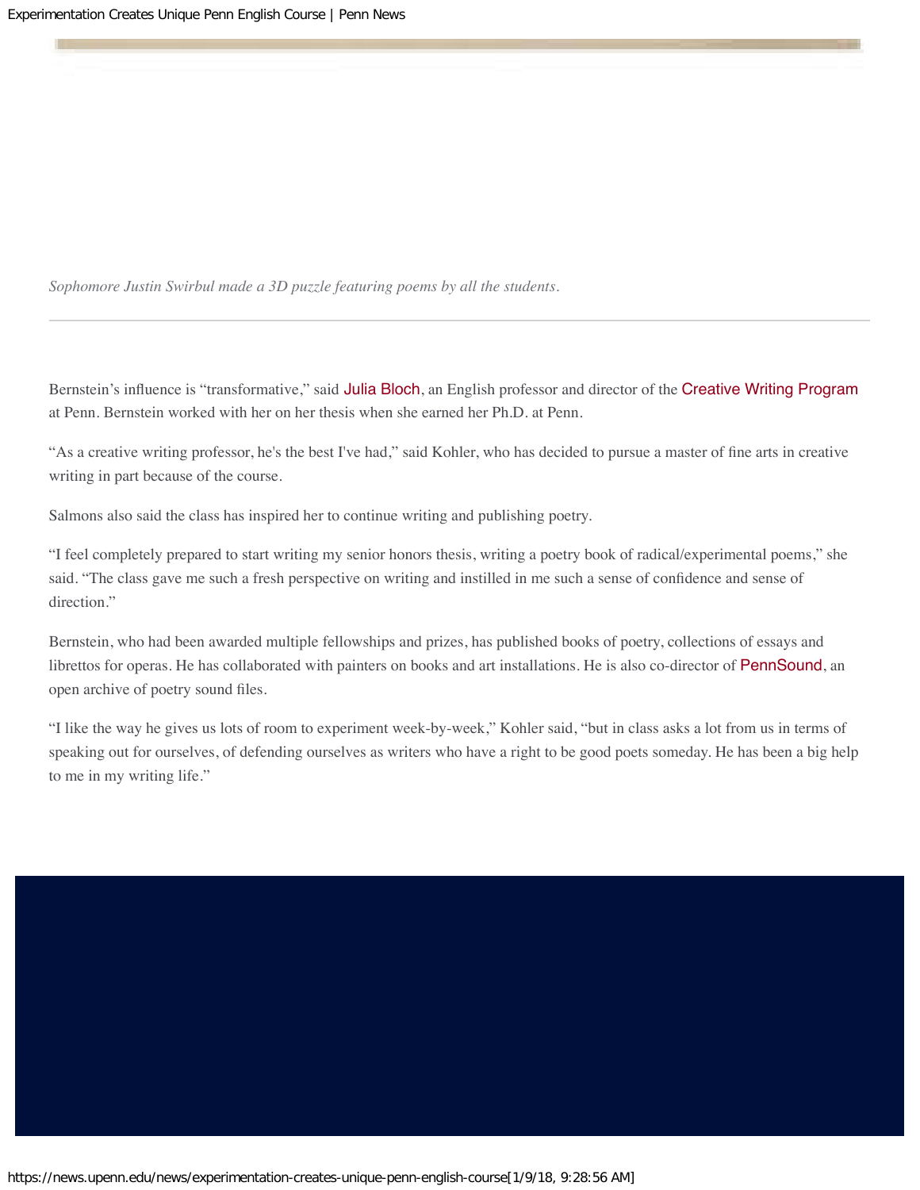*Sophomore Justin Swirbul made a 3D puzzle featuring poems by all the students.*

---

Bernstein's influence is "transformative," said Julia Bloch, an English professor and director of the Creative Writing Program at Penn. Bernstein worked with her on her thesis when she earned her Ph.D. at Penn.

"As a creative writing professor, he's the best I've had," said Kohler, who has decided to pursue a master of fine arts in creative writing in part because of the course.

Salmons also said the class has inspired her to continue writing and publishing poetry.

"I feel completely prepared to start writing my senior honors thesis, writing a poetry book of radical/experimental poems," she said. "The class gave me such a fresh perspective on writing and instilled in me such a sense of confidence and sense of direction."

Bernstein, who had been awarded multiple fellowships and prizes, has published books of poetry, collections of essays and librettos for operas. He has collaborated with painters on books and art installations. He is also co-director of PennSound, an open archive of poetry sound files.

"I like the way he gives us lots of room to experiment week-by-week," Kohler said, "but in class asks a lot from us in terms of speaking out for ourselves, of defending ourselves as writers who have a right to be good poets someday. He has been a big help to me in my writing life."